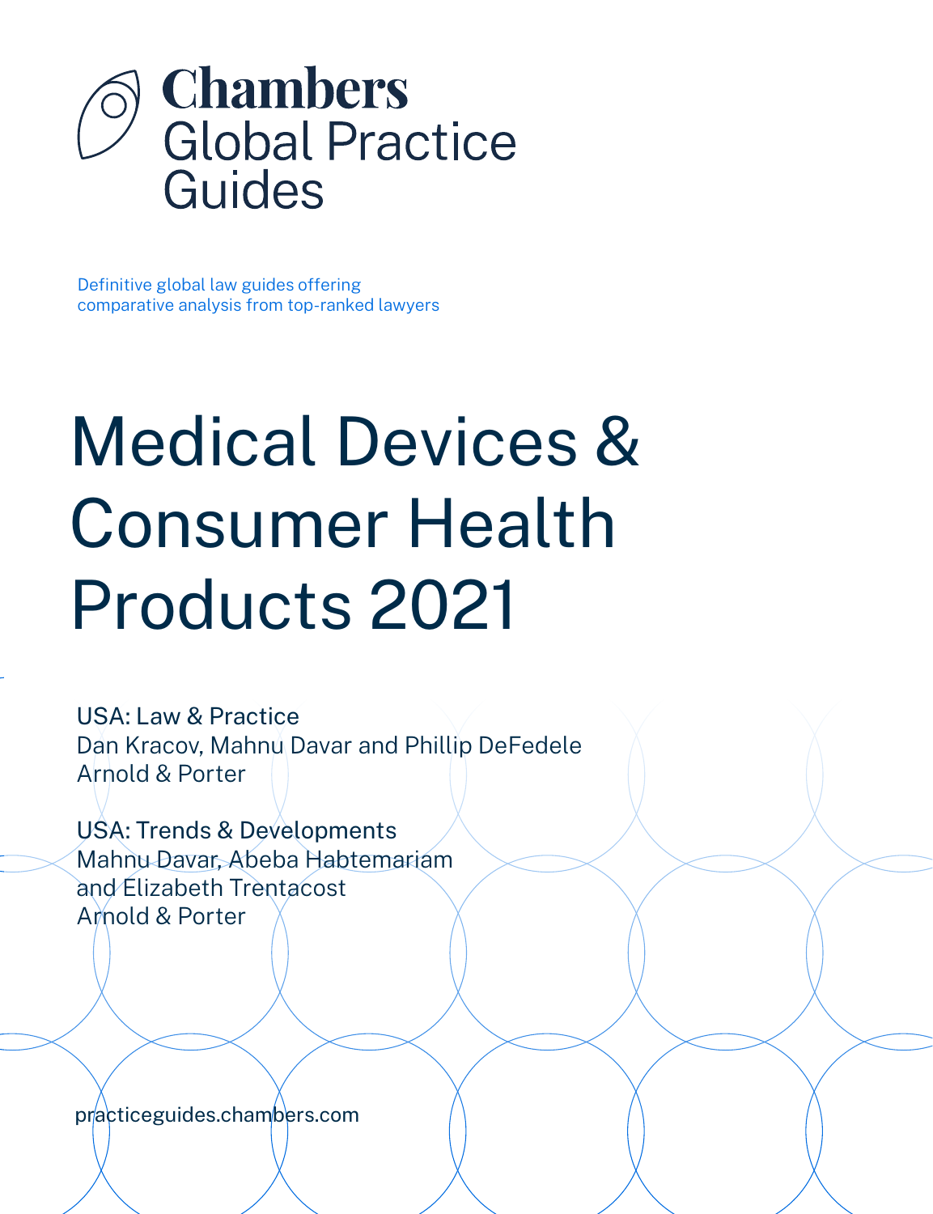# Chambers Global Practice Guides

Definitive global law guides offering comparative analysis from top-ranked lawyers

# Medical Devices & Consumer Health Products 2021

USA: Law & Practice
Dan Kracov, Mahnu Davar and Phillip DeFedele
Arnold & Porter

USA: Trends & Developments
Mahnu Davar, Abeba Habtemariam and Elizabeth Trentacost
Arnold & Porter

practiceguides.chambers.com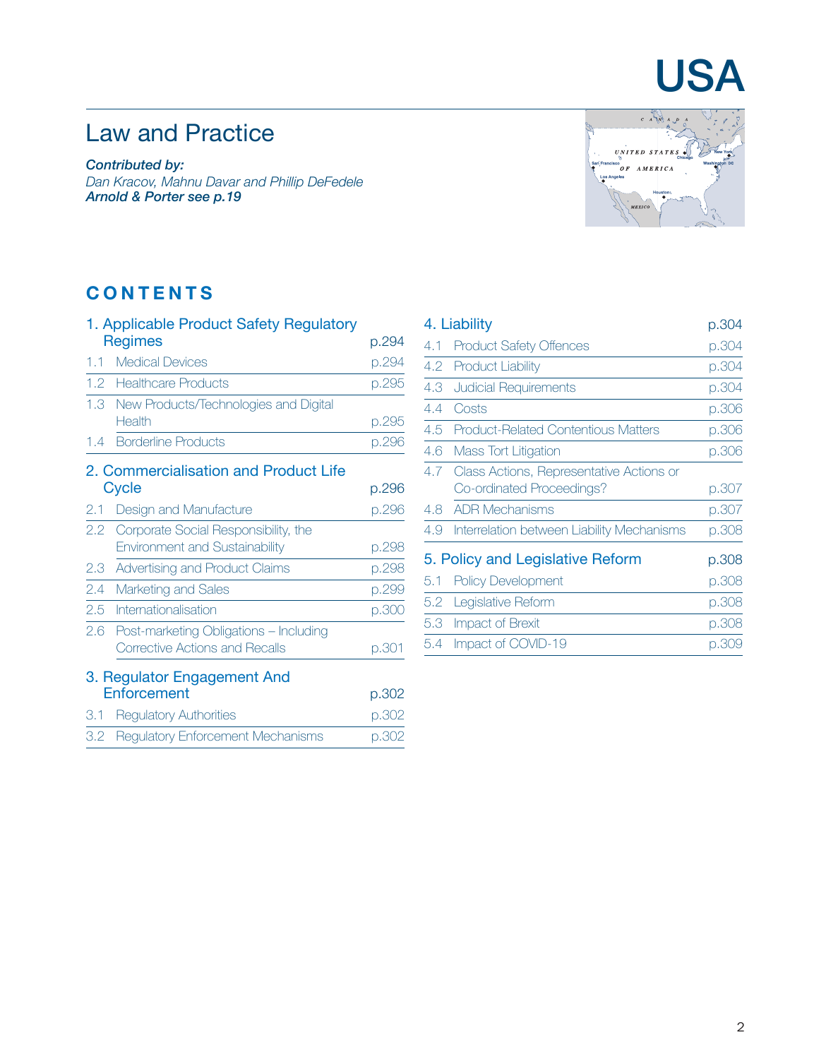# USA

## Law and Practice

***Contributed by:***
*Dan Kracov, Mahnu Davar and Phillip DeFedele*
***Arnold & Porter see p.19***

## CONTENTS

**1. Applicable Product Safety Regulatory Regimes** p.294

- 1.1 Medical Devices p.294
- 1.2 Healthcare Products p.295
- 1.3 New Products/Technologies and Digital Health p.295
- 1.4 Borderline Products p.296

**2. Commercialisation and Product Life Cycle** p.296

- 2.1 Design and Manufacture p.296
- 2.2 Corporate Social Responsibility, the Environment and Sustainability p.298
- 2.3 Advertising and Product Claims p.298
- 2.4 Marketing and Sales p.299
- 2.5 Internationalisation p.300
- 2.6 Post-marketing Obligations – Including Corrective Actions and Recalls p.301

**3. Regulator Engagement And Enforcement** p.302

- 3.1 Regulatory Authorities p.302
- 3.2 Regulatory Enforcement Mechanisms p.302

**4. Liability** p.304

- 4.1 Product Safety Offences p.304
- 4.2 Product Liability p.304
- 4.3 Judicial Requirements p.304
- 4.4 Costs p.306
- 4.5 Product-Related Contentious Matters p.306
- 4.6 Mass Tort Litigation p.306
- 4.7 Class Actions, Representative Actions or Co-ordinated Proceedings? p.307
- 4.8 ADR Mechanisms p.307
- 4.9 Interrelation between Liability Mechanisms p.308

**5. Policy and Legislative Reform** p.308

- 5.1 Policy Development p.308
- 5.2 Legislative Reform p.308
- 5.3 Impact of Brexit p.308
- 5.4 Impact of COVID-19 p.309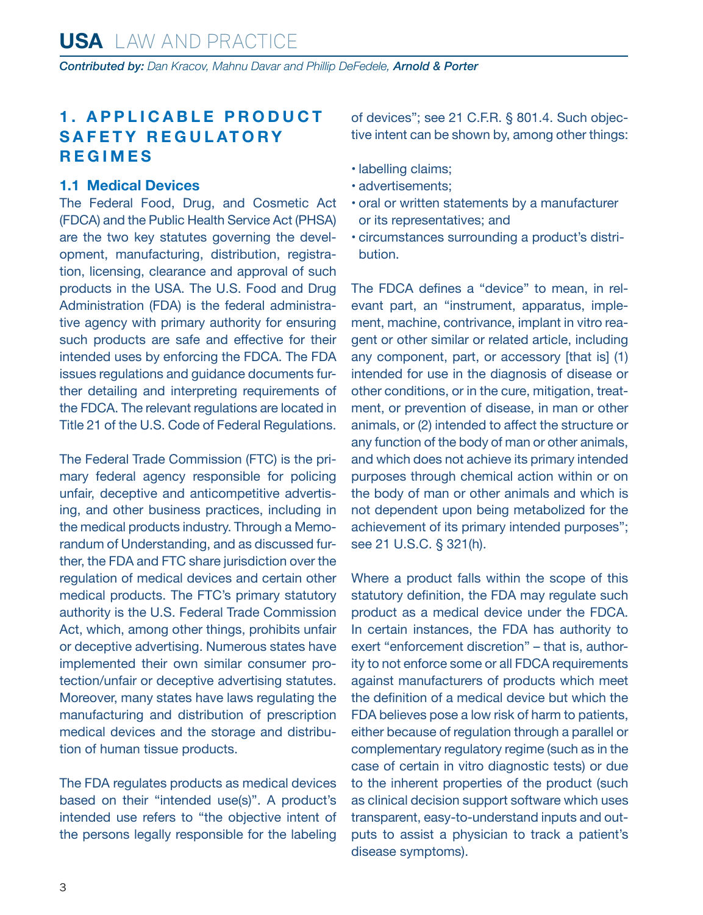## 1. APPLICABLE PRODUCT SAFETY REGULATORY REGIMES

### 1.1 Medical Devices

The Federal Food, Drug, and Cosmetic Act (FDCA) and the Public Health Service Act (PHSA) are the two key statutes governing the development, manufacturing, distribution, registration, licensing, clearance and approval of such products in the USA. The U.S. Food and Drug Administration (FDA) is the federal administrative agency with primary authority for ensuring such products are safe and effective for their intended uses by enforcing the FDCA. The FDA issues regulations and guidance documents further detailing and interpreting requirements of the FDCA. The relevant regulations are located in Title 21 of the U.S. Code of Federal Regulations.

The Federal Trade Commission (FTC) is the primary federal agency responsible for policing unfair, deceptive and anticompetitive advertising, and other business practices, including in the medical products industry. Through a Memorandum of Understanding, and as discussed further, the FDA and FTC share jurisdiction over the regulation of medical devices and certain other medical products. The FTC's primary statutory authority is the U.S. Federal Trade Commission Act, which, among other things, prohibits unfair or deceptive advertising. Numerous states have implemented their own similar consumer protection/unfair or deceptive advertising statutes. Moreover, many states have laws regulating the manufacturing and distribution of prescription medical devices and the storage and distribution of human tissue products.

The FDA regulates products as medical devices based on their "intended use(s)". A product's intended use refers to "the objective intent of the persons legally responsible for the labeling of devices"; see 21 C.F.R. § 801.4. Such objective intent can be shown by, among other things:

- labelling claims;
- advertisements;
- oral or written statements by a manufacturer or its representatives; and
- circumstances surrounding a product's distribution.

The FDCA defines a "device" to mean, in relevant part, an "instrument, apparatus, implement, machine, contrivance, implant in vitro reagent or other similar or related article, including any component, part, or accessory [that is] (1) intended for use in the diagnosis of disease or other conditions, or in the cure, mitigation, treatment, or prevention of disease, in man or other animals, or (2) intended to affect the structure or any function of the body of man or other animals, and which does not achieve its primary intended purposes through chemical action within or on the body of man or other animals and which is not dependent upon being metabolized for the achievement of its primary intended purposes"; see 21 U.S.C. § 321(h).

Where a product falls within the scope of this statutory definition, the FDA may regulate such product as a medical device under the FDCA. In certain instances, the FDA has authority to exert "enforcement discretion" – that is, authority to not enforce some or all FDCA requirements against manufacturers of products which meet the definition of a medical device but which the FDA believes pose a low risk of harm to patients, either because of regulation through a parallel or complementary regulatory regime (such as in the case of certain in vitro diagnostic tests) or due to the inherent properties of the product (such as clinical decision support software which uses transparent, easy-to-understand inputs and outputs to assist a physician to track a patient's disease symptoms).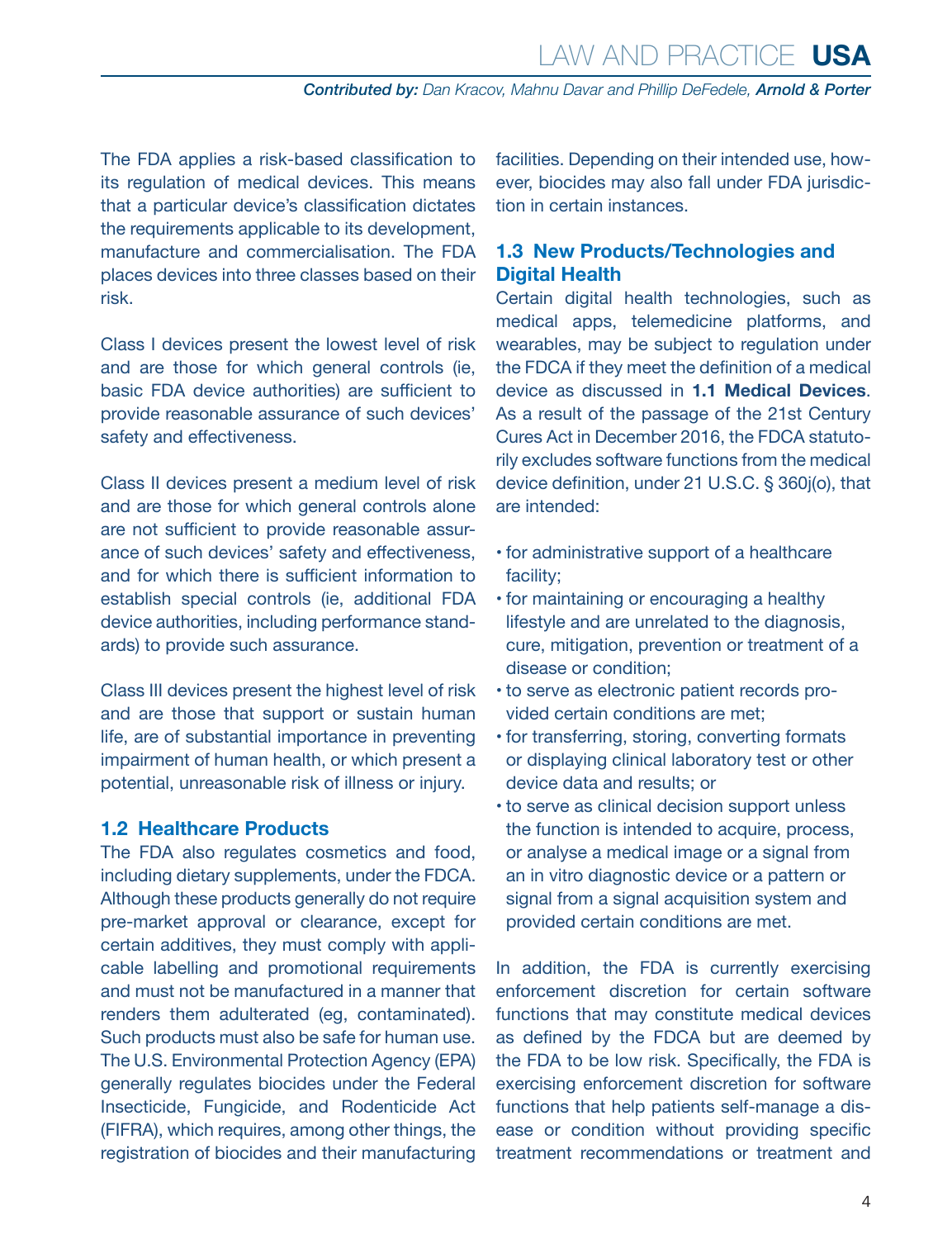The FDA applies a risk-based classification to its regulation of medical devices. This means that a particular device's classification dictates the requirements applicable to its development, manufacture and commercialisation. The FDA places devices into three classes based on their risk.

Class I devices present the lowest level of risk and are those for which general controls (ie, basic FDA device authorities) are sufficient to provide reasonable assurance of such devices' safety and effectiveness.

Class II devices present a medium level of risk and are those for which general controls alone are not sufficient to provide reasonable assurance of such devices' safety and effectiveness, and for which there is sufficient information to establish special controls (ie, additional FDA device authorities, including performance standards) to provide such assurance.

Class III devices present the highest level of risk and are those that support or sustain human life, are of substantial importance in preventing impairment of human health, or which present a potential, unreasonable risk of illness or injury.

## 1.2 Healthcare Products

The FDA also regulates cosmetics and food, including dietary supplements, under the FDCA. Although these products generally do not require pre-market approval or clearance, except for certain additives, they must comply with applicable labelling and promotional requirements and must not be manufactured in a manner that renders them adulterated (eg, contaminated). Such products must also be safe for human use. The U.S. Environmental Protection Agency (EPA) generally regulates biocides under the Federal Insecticide, Fungicide, and Rodenticide Act (FIFRA), which requires, among other things, the registration of biocides and their manufacturing facilities. Depending on their intended use, however, biocides may also fall under FDA jurisdiction in certain instances.

## 1.3 New Products/Technologies and Digital Health

Certain digital health technologies, such as medical apps, telemedicine platforms, and wearables, may be subject to regulation under the FDCA if they meet the definition of a medical device as discussed in **1.1 Medical Devices**. As a result of the passage of the 21st Century Cures Act in December 2016, the FDCA statutorily excludes software functions from the medical device definition, under 21 U.S.C. § 360j(o), that are intended:

- for administrative support of a healthcare facility;
- for maintaining or encouraging a healthy lifestyle and are unrelated to the diagnosis, cure, mitigation, prevention or treatment of a disease or condition;
- to serve as electronic patient records provided certain conditions are met;
- for transferring, storing, converting formats or displaying clinical laboratory test or other device data and results; or
- to serve as clinical decision support unless the function is intended to acquire, process, or analyse a medical image or a signal from an in vitro diagnostic device or a pattern or signal from a signal acquisition system and provided certain conditions are met.

In addition, the FDA is currently exercising enforcement discretion for certain software functions that may constitute medical devices as defined by the FDCA but are deemed by the FDA to be low risk. Specifically, the FDA is exercising enforcement discretion for software functions that help patients self-manage a disease or condition without providing specific treatment recommendations or treatment and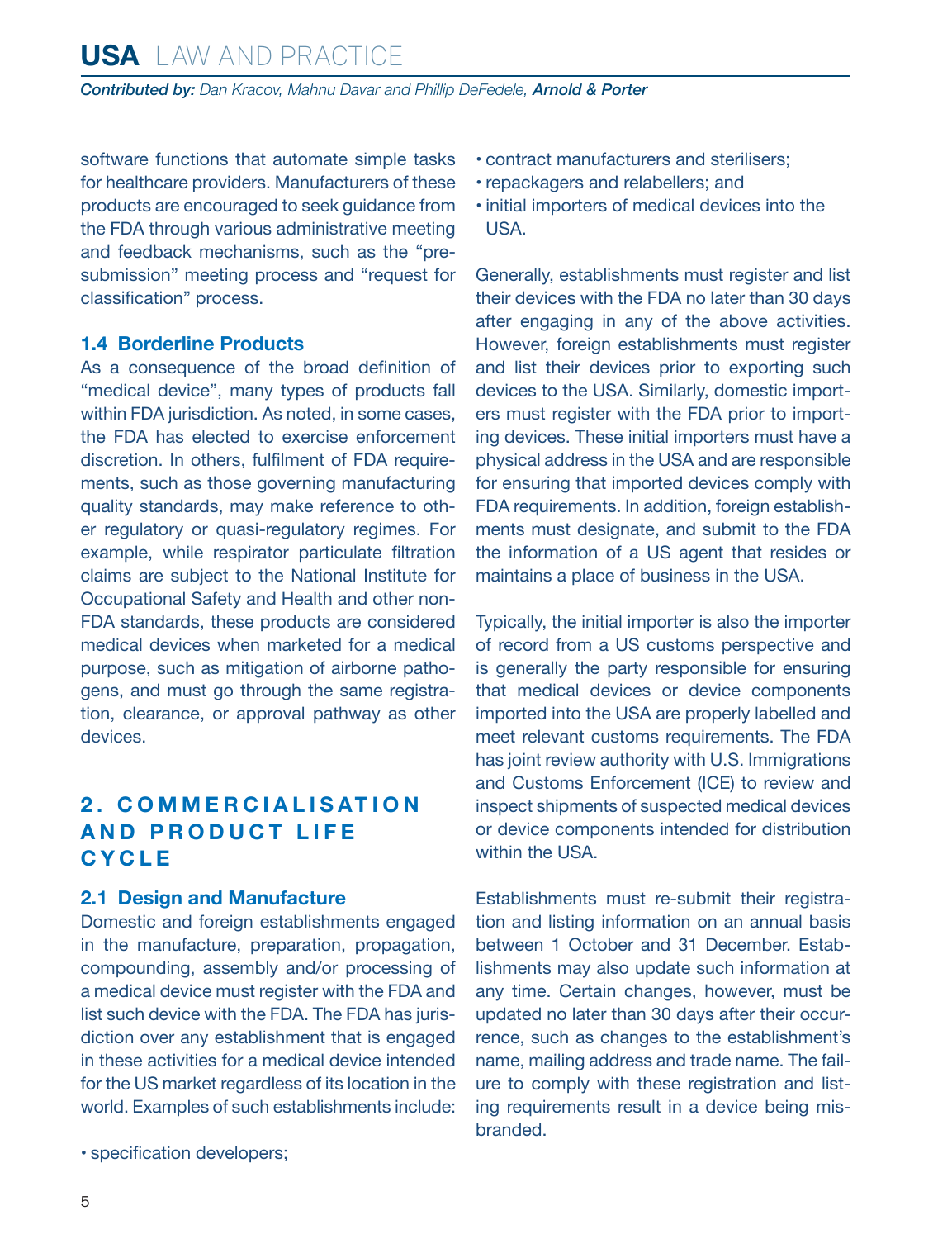software functions that automate simple tasks for healthcare providers. Manufacturers of these products are encouraged to seek guidance from the FDA through various administrative meeting and feedback mechanisms, such as the "pre-submission" meeting process and "request for classification" process.

### 1.4 Borderline Products

As a consequence of the broad definition of "medical device", many types of products fall within FDA jurisdiction. As noted, in some cases, the FDA has elected to exercise enforcement discretion. In others, fulfilment of FDA requirements, such as those governing manufacturing quality standards, may make reference to other regulatory or quasi-regulatory regimes. For example, while respirator particulate filtration claims are subject to the National Institute for Occupational Safety and Health and other non-FDA standards, these products are considered medical devices when marketed for a medical purpose, such as mitigation of airborne pathogens, and must go through the same registration, clearance, or approval pathway as other devices.

## 2. COMMERCIALISATION AND PRODUCT LIFE CYCLE

### 2.1 Design and Manufacture

Domestic and foreign establishments engaged in the manufacture, preparation, propagation, compounding, assembly and/or processing of a medical device must register with the FDA and list such device with the FDA. The FDA has jurisdiction over any establishment that is engaged in these activities for a medical device intended for the US market regardless of its location in the world. Examples of such establishments include:

- specification developers;
- contract manufacturers and sterilisers;
- repackagers and relabellers; and
- initial importers of medical devices into the USA.

Generally, establishments must register and list their devices with the FDA no later than 30 days after engaging in any of the above activities. However, foreign establishments must register and list their devices prior to exporting such devices to the USA. Similarly, domestic importers must register with the FDA prior to importing devices. These initial importers must have a physical address in the USA and are responsible for ensuring that imported devices comply with FDA requirements. In addition, foreign establishments must designate, and submit to the FDA the information of a US agent that resides or maintains a place of business in the USA.

Typically, the initial importer is also the importer of record from a US customs perspective and is generally the party responsible for ensuring that medical devices or device components imported into the USA are properly labelled and meet relevant customs requirements. The FDA has joint review authority with U.S. Immigrations and Customs Enforcement (ICE) to review and inspect shipments of suspected medical devices or device components intended for distribution within the USA.

Establishments must re-submit their registration and listing information on an annual basis between 1 October and 31 December. Establishments may also update such information at any time. Certain changes, however, must be updated no later than 30 days after their occurrence, such as changes to the establishment's name, mailing address and trade name. The failure to comply with these registration and listing requirements result in a device being misbranded.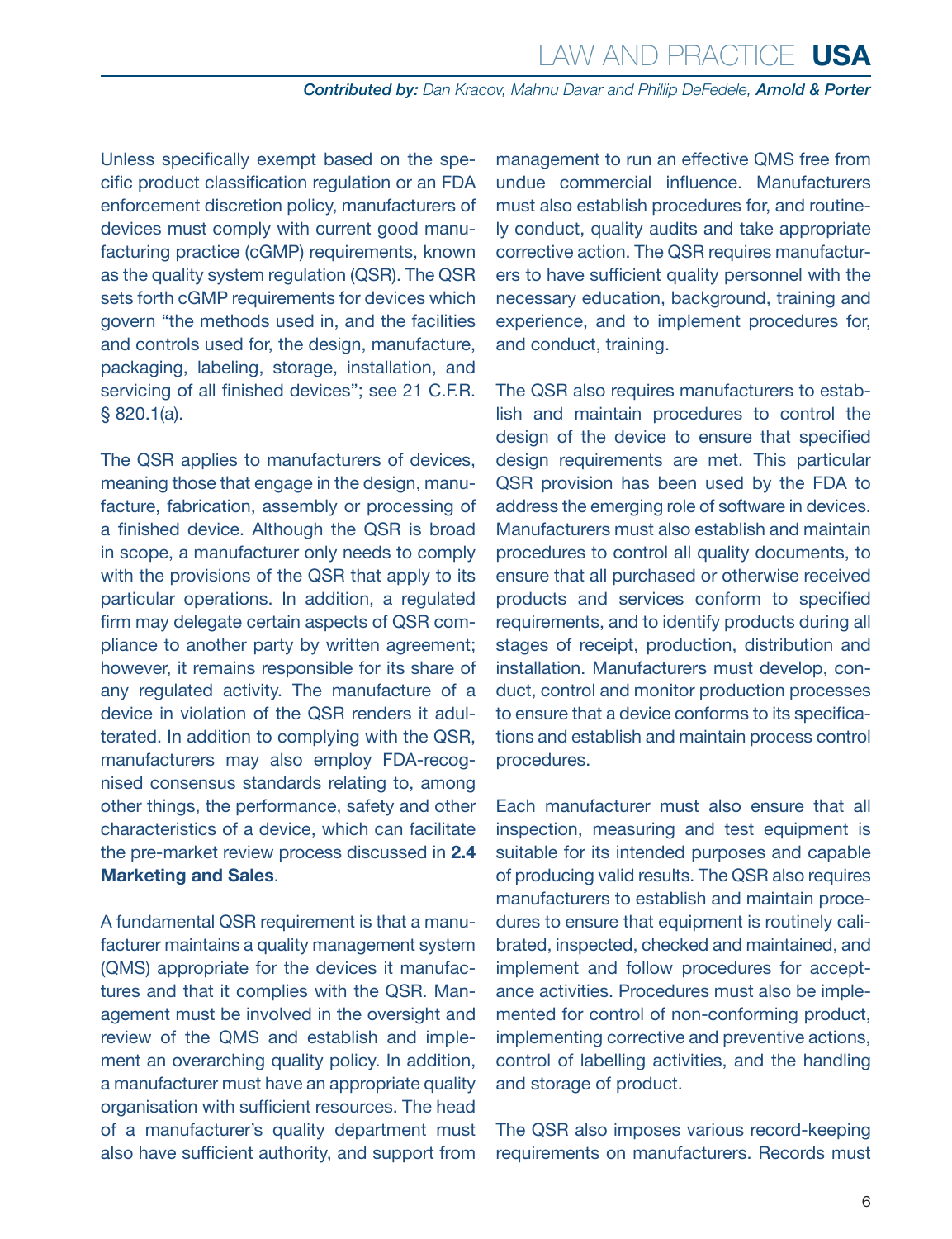Unless specifically exempt based on the specific product classification regulation or an FDA enforcement discretion policy, manufacturers of devices must comply with current good manufacturing practice (cGMP) requirements, known as the quality system regulation (QSR). The QSR sets forth cGMP requirements for devices which govern "the methods used in, and the facilities and controls used for, the design, manufacture, packaging, labeling, storage, installation, and servicing of all finished devices"; see 21 C.F.R. § 820.1(a).

The QSR applies to manufacturers of devices, meaning those that engage in the design, manufacture, fabrication, assembly or processing of a finished device. Although the QSR is broad in scope, a manufacturer only needs to comply with the provisions of the QSR that apply to its particular operations. In addition, a regulated firm may delegate certain aspects of QSR compliance to another party by written agreement; however, it remains responsible for its share of any regulated activity. The manufacture of a device in violation of the QSR renders it adulterated. In addition to complying with the QSR, manufacturers may also employ FDA-recognised consensus standards relating to, among other things, the performance, safety and other characteristics of a device, which can facilitate the pre-market review process discussed in **2.4 Marketing and Sales**.

A fundamental QSR requirement is that a manufacturer maintains a quality management system (QMS) appropriate for the devices it manufactures and that it complies with the QSR. Management must be involved in the oversight and review of the QMS and establish and implement an overarching quality policy. In addition, a manufacturer must have an appropriate quality organisation with sufficient resources. The head of a manufacturer's quality department must also have sufficient authority, and support from management to run an effective QMS free from undue commercial influence. Manufacturers must also establish procedures for, and routinely conduct, quality audits and take appropriate corrective action. The QSR requires manufacturers to have sufficient quality personnel with the necessary education, background, training and experience, and to implement procedures for, and conduct, training.

The QSR also requires manufacturers to establish and maintain procedures to control the design of the device to ensure that specified design requirements are met. This particular QSR provision has been used by the FDA to address the emerging role of software in devices. Manufacturers must also establish and maintain procedures to control all quality documents, to ensure that all purchased or otherwise received products and services conform to specified requirements, and to identify products during all stages of receipt, production, distribution and installation. Manufacturers must develop, conduct, control and monitor production processes to ensure that a device conforms to its specifications and establish and maintain process control procedures.

Each manufacturer must also ensure that all inspection, measuring and test equipment is suitable for its intended purposes and capable of producing valid results. The QSR also requires manufacturers to establish and maintain procedures to ensure that equipment is routinely calibrated, inspected, checked and maintained, and implement and follow procedures for acceptance activities. Procedures must also be implemented for control of non-conforming product, implementing corrective and preventive actions, control of labelling activities, and the handling and storage of product.

The QSR also imposes various record-keeping requirements on manufacturers. Records must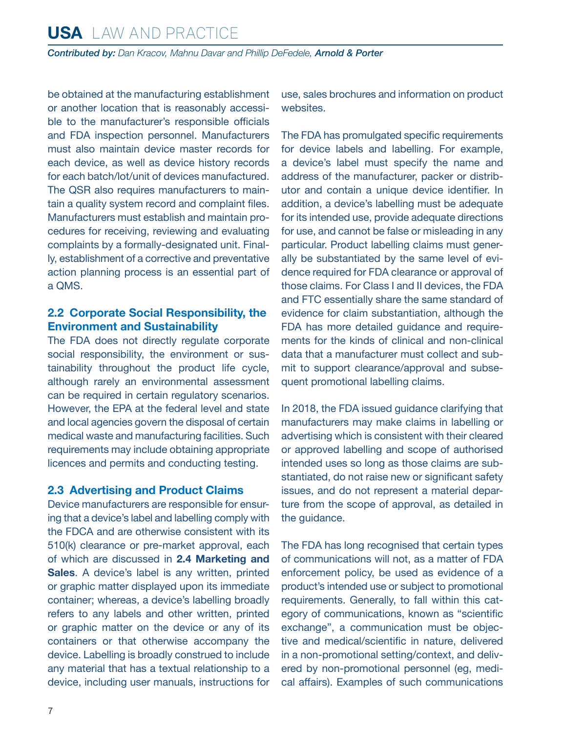be obtained at the manufacturing establishment or another location that is reasonably accessible to the manufacturer's responsible officials and FDA inspection personnel. Manufacturers must also maintain device master records for each device, as well as device history records for each batch/lot/unit of devices manufactured. The QSR also requires manufacturers to maintain a quality system record and complaint files. Manufacturers must establish and maintain procedures for receiving, reviewing and evaluating complaints by a formally-designated unit. Finally, establishment of a corrective and preventative action planning process is an essential part of a QMS.

## 2.2 Corporate Social Responsibility, the Environment and Sustainability

The FDA does not directly regulate corporate social responsibility, the environment or sustainability throughout the product life cycle, although rarely an environmental assessment can be required in certain regulatory scenarios. However, the EPA at the federal level and state and local agencies govern the disposal of certain medical waste and manufacturing facilities. Such requirements may include obtaining appropriate licences and permits and conducting testing.

## 2.3 Advertising and Product Claims

Device manufacturers are responsible for ensuring that a device's label and labelling comply with the FDCA and are otherwise consistent with its 510(k) clearance or pre-market approval, each of which are discussed in **2.4 Marketing and Sales**. A device's label is any written, printed or graphic matter displayed upon its immediate container; whereas, a device's labelling broadly refers to any labels and other written, printed or graphic matter on the device or any of its containers or that otherwise accompany the device. Labelling is broadly construed to include any material that has a textual relationship to a device, including user manuals, instructions for use, sales brochures and information on product websites.

The FDA has promulgated specific requirements for device labels and labelling. For example, a device's label must specify the name and address of the manufacturer, packer or distributor and contain a unique device identifier. In addition, a device's labelling must be adequate for its intended use, provide adequate directions for use, and cannot be false or misleading in any particular. Product labelling claims must generally be substantiated by the same level of evidence required for FDA clearance or approval of those claims. For Class I and II devices, the FDA and FTC essentially share the same standard of evidence for claim substantiation, although the FDA has more detailed guidance and requirements for the kinds of clinical and non-clinical data that a manufacturer must collect and submit to support clearance/approval and subsequent promotional labelling claims.

In 2018, the FDA issued guidance clarifying that manufacturers may make claims in labelling or advertising which is consistent with their cleared or approved labelling and scope of authorised intended uses so long as those claims are substantiated, do not raise new or significant safety issues, and do not represent a material departure from the scope of approval, as detailed in the guidance.

The FDA has long recognised that certain types of communications will not, as a matter of FDA enforcement policy, be used as evidence of a product's intended use or subject to promotional requirements. Generally, to fall within this category of communications, known as "scientific exchange", a communication must be objective and medical/scientific in nature, delivered in a non-promotional setting/context, and delivered by non-promotional personnel (eg, medical affairs). Examples of such communications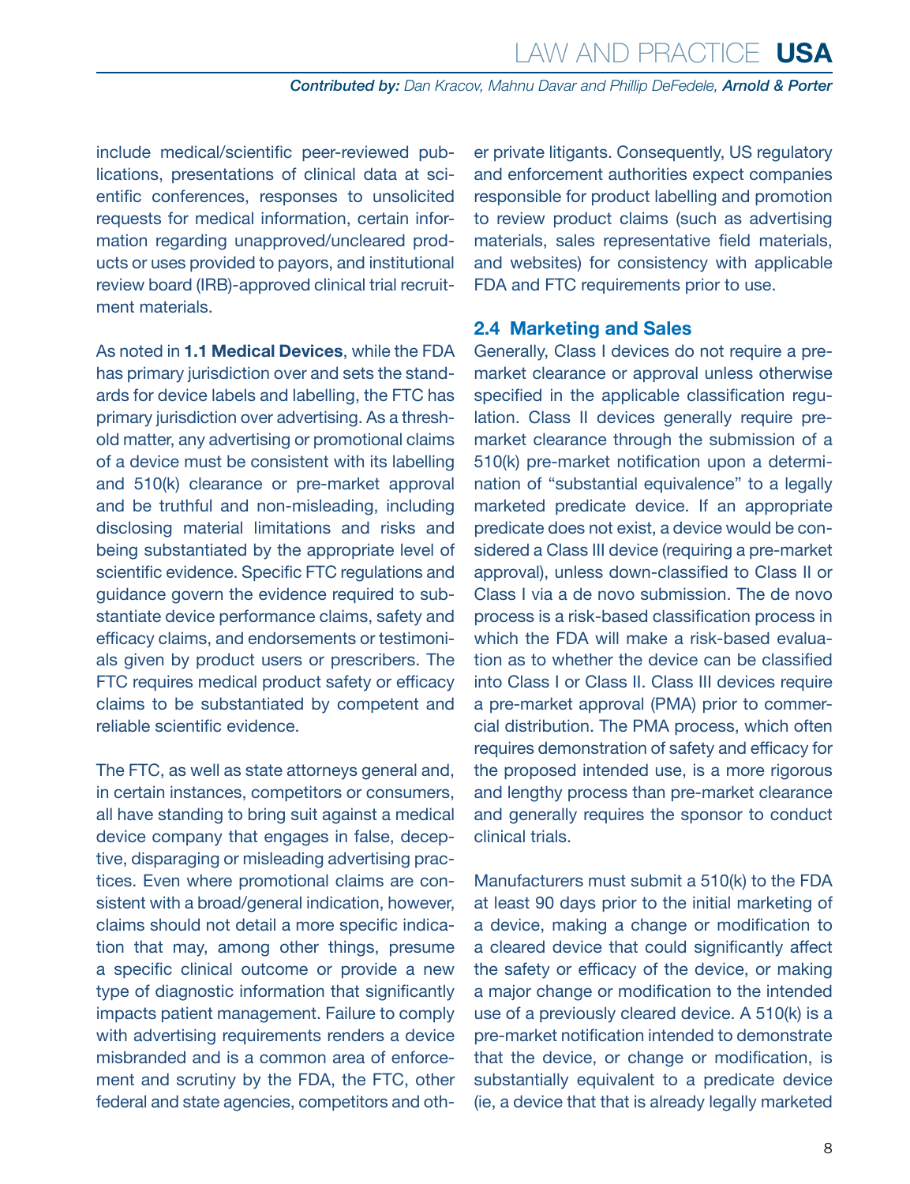include medical/scientific peer-reviewed publications, presentations of clinical data at scientific conferences, responses to unsolicited requests for medical information, certain information regarding unapproved/uncleared products or uses provided to payors, and institutional review board (IRB)-approved clinical trial recruitment materials.

As noted in **1.1 Medical Devices**, while the FDA has primary jurisdiction over and sets the standards for device labels and labelling, the FTC has primary jurisdiction over advertising. As a threshold matter, any advertising or promotional claims of a device must be consistent with its labelling and 510(k) clearance or pre-market approval and be truthful and non-misleading, including disclosing material limitations and risks and being substantiated by the appropriate level of scientific evidence. Specific FTC regulations and guidance govern the evidence required to substantiate device performance claims, safety and efficacy claims, and endorsements or testimonials given by product users or prescribers. The FTC requires medical product safety or efficacy claims to be substantiated by competent and reliable scientific evidence.

The FTC, as well as state attorneys general and, in certain instances, competitors or consumers, all have standing to bring suit against a medical device company that engages in false, deceptive, disparaging or misleading advertising practices. Even where promotional claims are consistent with a broad/general indication, however, claims should not detail a more specific indication that may, among other things, presume a specific clinical outcome or provide a new type of diagnostic information that significantly impacts patient management. Failure to comply with advertising requirements renders a device misbranded and is a common area of enforcement and scrutiny by the FDA, the FTC, other federal and state agencies, competitors and other private litigants. Consequently, US regulatory and enforcement authorities expect companies responsible for product labelling and promotion to review product claims (such as advertising materials, sales representative field materials, and websites) for consistency with applicable FDA and FTC requirements prior to use.

## 2.4 Marketing and Sales

Generally, Class I devices do not require a pre-market clearance or approval unless otherwise specified in the applicable classification regulation. Class II devices generally require pre-market clearance through the submission of a 510(k) pre-market notification upon a determination of "substantial equivalence" to a legally marketed predicate device. If an appropriate predicate does not exist, a device would be considered a Class III device (requiring a pre-market approval), unless down-classified to Class II or Class I via a de novo submission. The de novo process is a risk-based classification process in which the FDA will make a risk-based evaluation as to whether the device can be classified into Class I or Class II. Class III devices require a pre-market approval (PMA) prior to commercial distribution. The PMA process, which often requires demonstration of safety and efficacy for the proposed intended use, is a more rigorous and lengthy process than pre-market clearance and generally requires the sponsor to conduct clinical trials.

Manufacturers must submit a 510(k) to the FDA at least 90 days prior to the initial marketing of a device, making a change or modification to a cleared device that could significantly affect the safety or efficacy of the device, or making a major change or modification to the intended use of a previously cleared device. A 510(k) is a pre-market notification intended to demonstrate that the device, or change or modification, is substantially equivalent to a predicate device (ie, a device that that is already legally marketed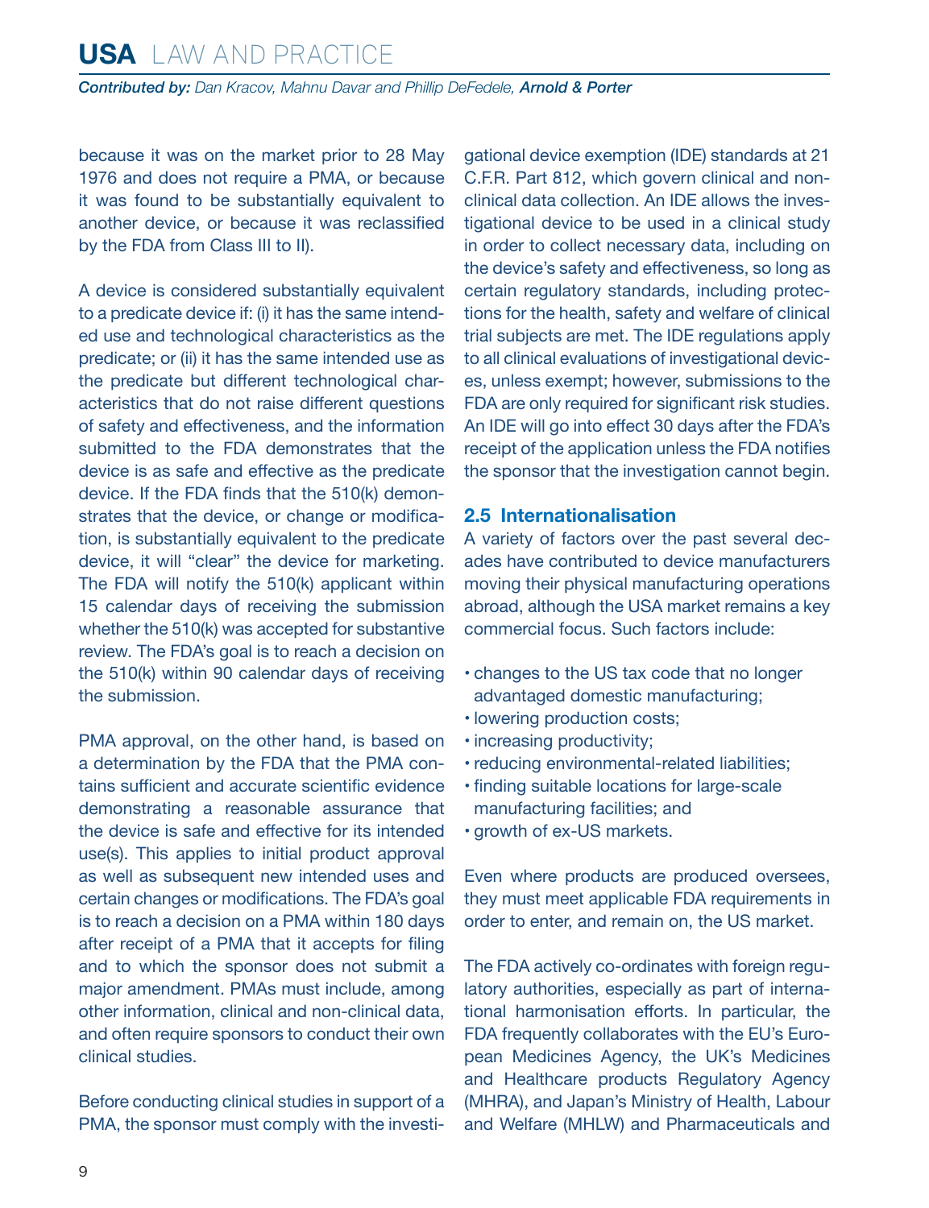because it was on the market prior to 28 May 1976 and does not require a PMA, or because it was found to be substantially equivalent to another device, or because it was reclassified by the FDA from Class III to II).

A device is considered substantially equivalent to a predicate device if: (i) it has the same intended use and technological characteristics as the predicate; or (ii) it has the same intended use as the predicate but different technological characteristics that do not raise different questions of safety and effectiveness, and the information submitted to the FDA demonstrates that the device is as safe and effective as the predicate device. If the FDA finds that the 510(k) demonstrates that the device, or change or modification, is substantially equivalent to the predicate device, it will "clear" the device for marketing. The FDA will notify the 510(k) applicant within 15 calendar days of receiving the submission whether the 510(k) was accepted for substantive review. The FDA's goal is to reach a decision on the 510(k) within 90 calendar days of receiving the submission.

PMA approval, on the other hand, is based on a determination by the FDA that the PMA contains sufficient and accurate scientific evidence demonstrating a reasonable assurance that the device is safe and effective for its intended use(s). This applies to initial product approval as well as subsequent new intended uses and certain changes or modifications. The FDA's goal is to reach a decision on a PMA within 180 days after receipt of a PMA that it accepts for filing and to which the sponsor does not submit a major amendment. PMAs must include, among other information, clinical and non-clinical data, and often require sponsors to conduct their own clinical studies.

Before conducting clinical studies in support of a PMA, the sponsor must comply with the investigational device exemption (IDE) standards at 21 C.F.R. Part 812, which govern clinical and non-clinical data collection. An IDE allows the investigational device to be used in a clinical study in order to collect necessary data, including on the device's safety and effectiveness, so long as certain regulatory standards, including protections for the health, safety and welfare of clinical trial subjects are met. The IDE regulations apply to all clinical evaluations of investigational devices, unless exempt; however, submissions to the FDA are only required for significant risk studies. An IDE will go into effect 30 days after the FDA's receipt of the application unless the FDA notifies the sponsor that the investigation cannot begin.

## 2.5 Internationalisation

A variety of factors over the past several decades have contributed to device manufacturers moving their physical manufacturing operations abroad, although the USA market remains a key commercial focus. Such factors include:

- changes to the US tax code that no longer advantaged domestic manufacturing;
- lowering production costs;
- increasing productivity;
- reducing environmental-related liabilities;
- finding suitable locations for large-scale manufacturing facilities; and
- growth of ex-US markets.

Even where products are produced oversees, they must meet applicable FDA requirements in order to enter, and remain on, the US market.

The FDA actively co-ordinates with foreign regulatory authorities, especially as part of international harmonisation efforts. In particular, the FDA frequently collaborates with the EU's European Medicines Agency, the UK's Medicines and Healthcare products Regulatory Agency (MHRA), and Japan's Ministry of Health, Labour and Welfare (MHLW) and Pharmaceuticals and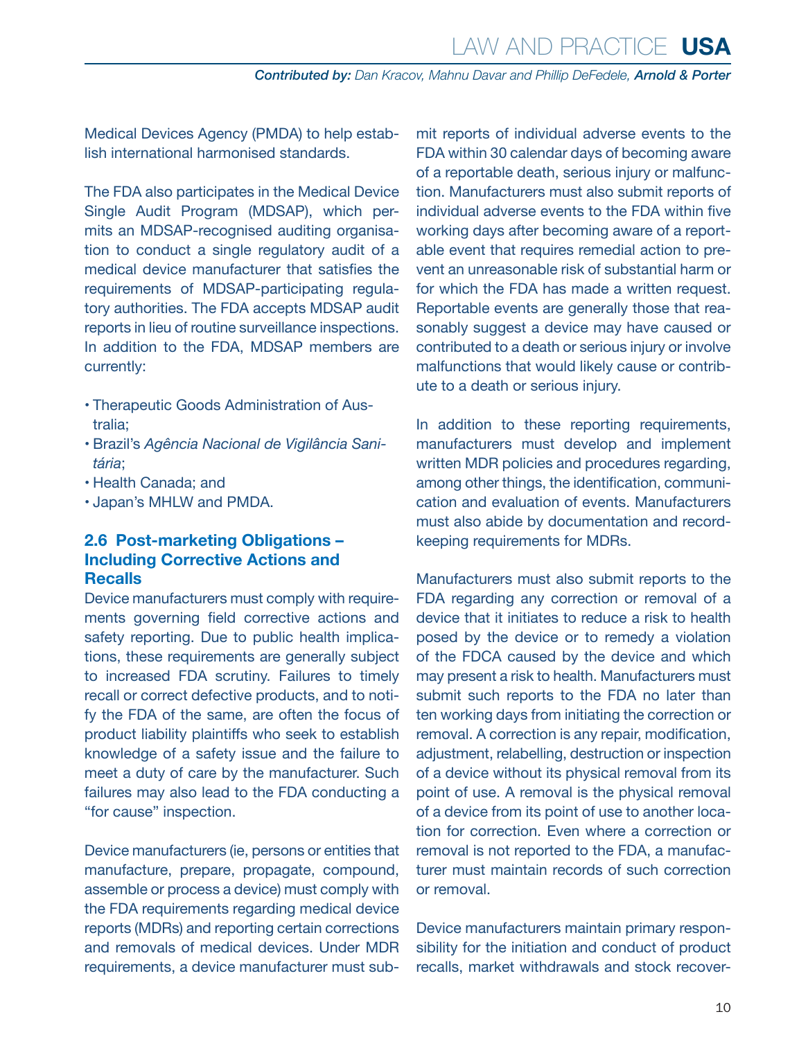Medical Devices Agency (PMDA) to help establish international harmonised standards.

The FDA also participates in the Medical Device Single Audit Program (MDSAP), which permits an MDSAP-recognised auditing organisation to conduct a single regulatory audit of a medical device manufacturer that satisfies the requirements of MDSAP-participating regulatory authorities. The FDA accepts MDSAP audit reports in lieu of routine surveillance inspections. In addition to the FDA, MDSAP members are currently:

- Therapeutic Goods Administration of Australia;
- Brazil's *Agência Nacional de Vigilância Sanitária*;
- Health Canada; and
- Japan's MHLW and PMDA.

## 2.6 Post-marketing Obligations – Including Corrective Actions and Recalls

Device manufacturers must comply with requirements governing field corrective actions and safety reporting. Due to public health implications, these requirements are generally subject to increased FDA scrutiny. Failures to timely recall or correct defective products, and to notify the FDA of the same, are often the focus of product liability plaintiffs who seek to establish knowledge of a safety issue and the failure to meet a duty of care by the manufacturer. Such failures may also lead to the FDA conducting a "for cause" inspection.

Device manufacturers (ie, persons or entities that manufacture, prepare, propagate, compound, assemble or process a device) must comply with the FDA requirements regarding medical device reports (MDRs) and reporting certain corrections and removals of medical devices. Under MDR requirements, a device manufacturer must submit reports of individual adverse events to the FDA within 30 calendar days of becoming aware of a reportable death, serious injury or malfunction. Manufacturers must also submit reports of individual adverse events to the FDA within five working days after becoming aware of a reportable event that requires remedial action to prevent an unreasonable risk of substantial harm or for which the FDA has made a written request. Reportable events are generally those that reasonably suggest a device may have caused or contributed to a death or serious injury or involve malfunctions that would likely cause or contribute to a death or serious injury.

In addition to these reporting requirements, manufacturers must develop and implement written MDR policies and procedures regarding, among other things, the identification, communication and evaluation of events. Manufacturers must also abide by documentation and record-keeping requirements for MDRs.

Manufacturers must also submit reports to the FDA regarding any correction or removal of a device that it initiates to reduce a risk to health posed by the device or to remedy a violation of the FDCA caused by the device and which may present a risk to health. Manufacturers must submit such reports to the FDA no later than ten working days from initiating the correction or removal. A correction is any repair, modification, adjustment, relabelling, destruction or inspection of a device without its physical removal from its point of use. A removal is the physical removal of a device from its point of use to another location for correction. Even where a correction or removal is not reported to the FDA, a manufacturer must maintain records of such correction or removal.

Device manufacturers maintain primary responsibility for the initiation and conduct of product recalls, market withdrawals and stock recover-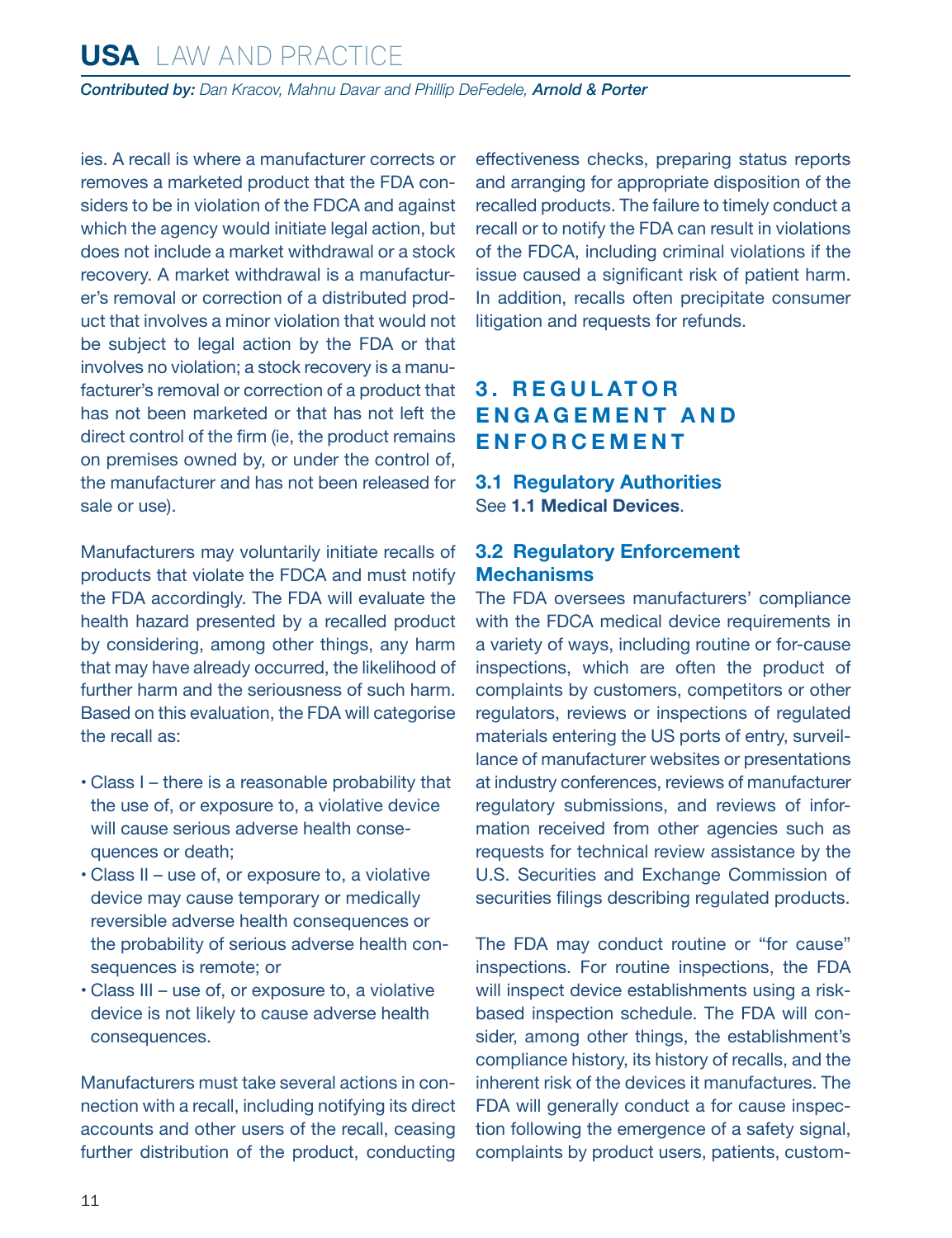ies. A recall is where a manufacturer corrects or removes a marketed product that the FDA considers to be in violation of the FDCA and against which the agency would initiate legal action, but does not include a market withdrawal or a stock recovery. A market withdrawal is a manufacturer's removal or correction of a distributed product that involves a minor violation that would not be subject to legal action by the FDA or that involves no violation; a stock recovery is a manufacturer's removal or correction of a product that has not been marketed or that has not left the direct control of the firm (ie, the product remains on premises owned by, or under the control of, the manufacturer and has not been released for sale or use).

Manufacturers may voluntarily initiate recalls of products that violate the FDCA and must notify the FDA accordingly. The FDA will evaluate the health hazard presented by a recalled product by considering, among other things, any harm that may have already occurred, the likelihood of further harm and the seriousness of such harm. Based on this evaluation, the FDA will categorise the recall as:

- Class I – there is a reasonable probability that the use of, or exposure to, a violative device will cause serious adverse health consequences or death;
- Class II – use of, or exposure to, a violative device may cause temporary or medically reversible adverse health consequences or the probability of serious adverse health consequences is remote; or
- Class III – use of, or exposure to, a violative device is not likely to cause adverse health consequences.

Manufacturers must take several actions in connection with a recall, including notifying its direct accounts and other users of the recall, ceasing further distribution of the product, conducting effectiveness checks, preparing status reports and arranging for appropriate disposition of the recalled products. The failure to timely conduct a recall or to notify the FDA can result in violations of the FDCA, including criminal violations if the issue caused a significant risk of patient harm. In addition, recalls often precipitate consumer litigation and requests for refunds.

## 3. REGULATOR ENGAGEMENT AND ENFORCEMENT

### 3.1 Regulatory Authorities

See **1.1 Medical Devices**.

### 3.2 Regulatory Enforcement Mechanisms

The FDA oversees manufacturers' compliance with the FDCA medical device requirements in a variety of ways, including routine or for-cause inspections, which are often the product of complaints by customers, competitors or other regulators, reviews or inspections of regulated materials entering the US ports of entry, surveillance of manufacturer websites or presentations at industry conferences, reviews of manufacturer regulatory submissions, and reviews of information received from other agencies such as requests for technical review assistance by the U.S. Securities and Exchange Commission of securities filings describing regulated products.

The FDA may conduct routine or "for cause" inspections. For routine inspections, the FDA will inspect device establishments using a risk-based inspection schedule. The FDA will consider, among other things, the establishment's compliance history, its history of recalls, and the inherent risk of the devices it manufactures. The FDA will generally conduct a for cause inspection following the emergence of a safety signal, complaints by product users, patients, custom-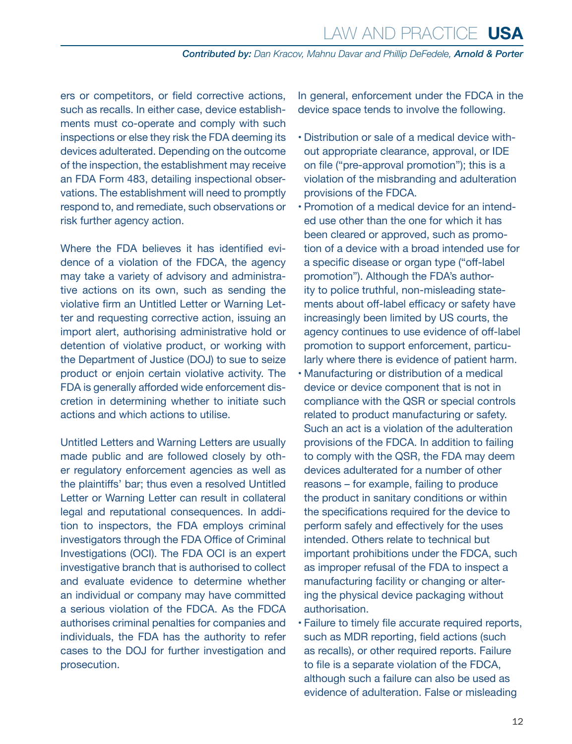ers or competitors, or field corrective actions, such as recalls. In either case, device establishments must co-operate and comply with such inspections or else they risk the FDA deeming its devices adulterated. Depending on the outcome of the inspection, the establishment may receive an FDA Form 483, detailing inspectional observations. The establishment will need to promptly respond to, and remediate, such observations or risk further agency action.

Where the FDA believes it has identified evidence of a violation of the FDCA, the agency may take a variety of advisory and administrative actions on its own, such as sending the violative firm an Untitled Letter or Warning Letter and requesting corrective action, issuing an import alert, authorising administrative hold or detention of violative product, or working with the Department of Justice (DOJ) to sue to seize product or enjoin certain violative activity. The FDA is generally afforded wide enforcement discretion in determining whether to initiate such actions and which actions to utilise.

Untitled Letters and Warning Letters are usually made public and are followed closely by other regulatory enforcement agencies as well as the plaintiffs' bar; thus even a resolved Untitled Letter or Warning Letter can result in collateral legal and reputational consequences. In addition to inspectors, the FDA employs criminal investigators through the FDA Office of Criminal Investigations (OCI). The FDA OCI is an expert investigative branch that is authorised to collect and evaluate evidence to determine whether an individual or company may have committed a serious violation of the FDCA. As the FDCA authorises criminal penalties for companies and individuals, the FDA has the authority to refer cases to the DOJ for further investigation and prosecution.

In general, enforcement under the FDCA in the device space tends to involve the following.

- Distribution or sale of a medical device without appropriate clearance, approval, or IDE on file ("pre-approval promotion"); this is a violation of the misbranding and adulteration provisions of the FDCA.
- Promotion of a medical device for an intended use other than the one for which it has been cleared or approved, such as promotion of a device with a broad intended use for a specific disease or organ type ("off-label promotion"). Although the FDA's authority to police truthful, non-misleading statements about off-label efficacy or safety have increasingly been limited by US courts, the agency continues to use evidence of off-label promotion to support enforcement, particularly where there is evidence of patient harm.
- Manufacturing or distribution of a medical device or device component that is not in compliance with the QSR or special controls related to product manufacturing or safety. Such an act is a violation of the adulteration provisions of the FDCA. In addition to failing to comply with the QSR, the FDA may deem devices adulterated for a number of other reasons – for example, failing to produce the product in sanitary conditions or within the specifications required for the device to perform safely and effectively for the uses intended. Others relate to technical but important prohibitions under the FDCA, such as improper refusal of the FDA to inspect a manufacturing facility or changing or altering the physical device packaging without authorisation.
- Failure to timely file accurate required reports, such as MDR reporting, field actions (such as recalls), or other required reports. Failure to file is a separate violation of the FDCA, although such a failure can also be used as evidence of adulteration. False or misleading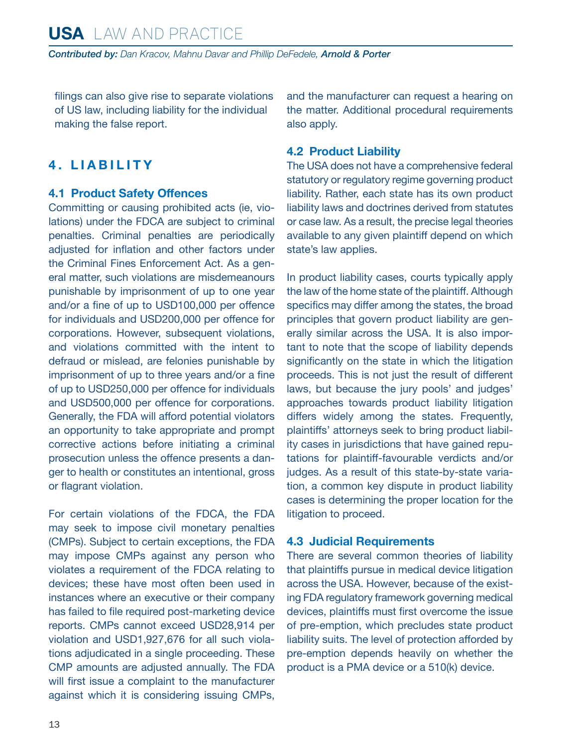filings can also give rise to separate violations of US law, including liability for the individual making the false report.

## 4. LIABILITY

### 4.1 Product Safety Offences

Committing or causing prohibited acts (ie, violations) under the FDCA are subject to criminal penalties. Criminal penalties are periodically adjusted for inflation and other factors under the Criminal Fines Enforcement Act. As a general matter, such violations are misdemeanours punishable by imprisonment of up to one year and/or a fine of up to USD100,000 per offence for individuals and USD200,000 per offence for corporations. However, subsequent violations, and violations committed with the intent to defraud or mislead, are felonies punishable by imprisonment of up to three years and/or a fine of up to USD250,000 per offence for individuals and USD500,000 per offence for corporations. Generally, the FDA will afford potential violators an opportunity to take appropriate and prompt corrective actions before initiating a criminal prosecution unless the offence presents a danger to health or constitutes an intentional, gross or flagrant violation.

For certain violations of the FDCA, the FDA may seek to impose civil monetary penalties (CMPs). Subject to certain exceptions, the FDA may impose CMPs against any person who violates a requirement of the FDCA relating to devices; these have most often been used in instances where an executive or their company has failed to file required post-marketing device reports. CMPs cannot exceed USD28,914 per violation and USD1,927,676 for all such violations adjudicated in a single proceeding. These CMP amounts are adjusted annually. The FDA will first issue a complaint to the manufacturer against which it is considering issuing CMPs, and the manufacturer can request a hearing on the matter. Additional procedural requirements also apply.

### 4.2 Product Liability

The USA does not have a comprehensive federal statutory or regulatory regime governing product liability. Rather, each state has its own product liability laws and doctrines derived from statutes or case law. As a result, the precise legal theories available to any given plaintiff depend on which state's law applies.

In product liability cases, courts typically apply the law of the home state of the plaintiff. Although specifics may differ among the states, the broad principles that govern product liability are generally similar across the USA. It is also important to note that the scope of liability depends significantly on the state in which the litigation proceeds. This is not just the result of different laws, but because the jury pools' and judges' approaches towards product liability litigation differs widely among the states. Frequently, plaintiffs' attorneys seek to bring product liability cases in jurisdictions that have gained reputations for plaintiff-favourable verdicts and/or judges. As a result of this state-by-state variation, a common key dispute in product liability cases is determining the proper location for the litigation to proceed.

### 4.3 Judicial Requirements

There are several common theories of liability that plaintiffs pursue in medical device litigation across the USA. However, because of the existing FDA regulatory framework governing medical devices, plaintiffs must first overcome the issue of pre-emption, which precludes state product liability suits. The level of protection afforded by pre-emption depends heavily on whether the product is a PMA device or a 510(k) device.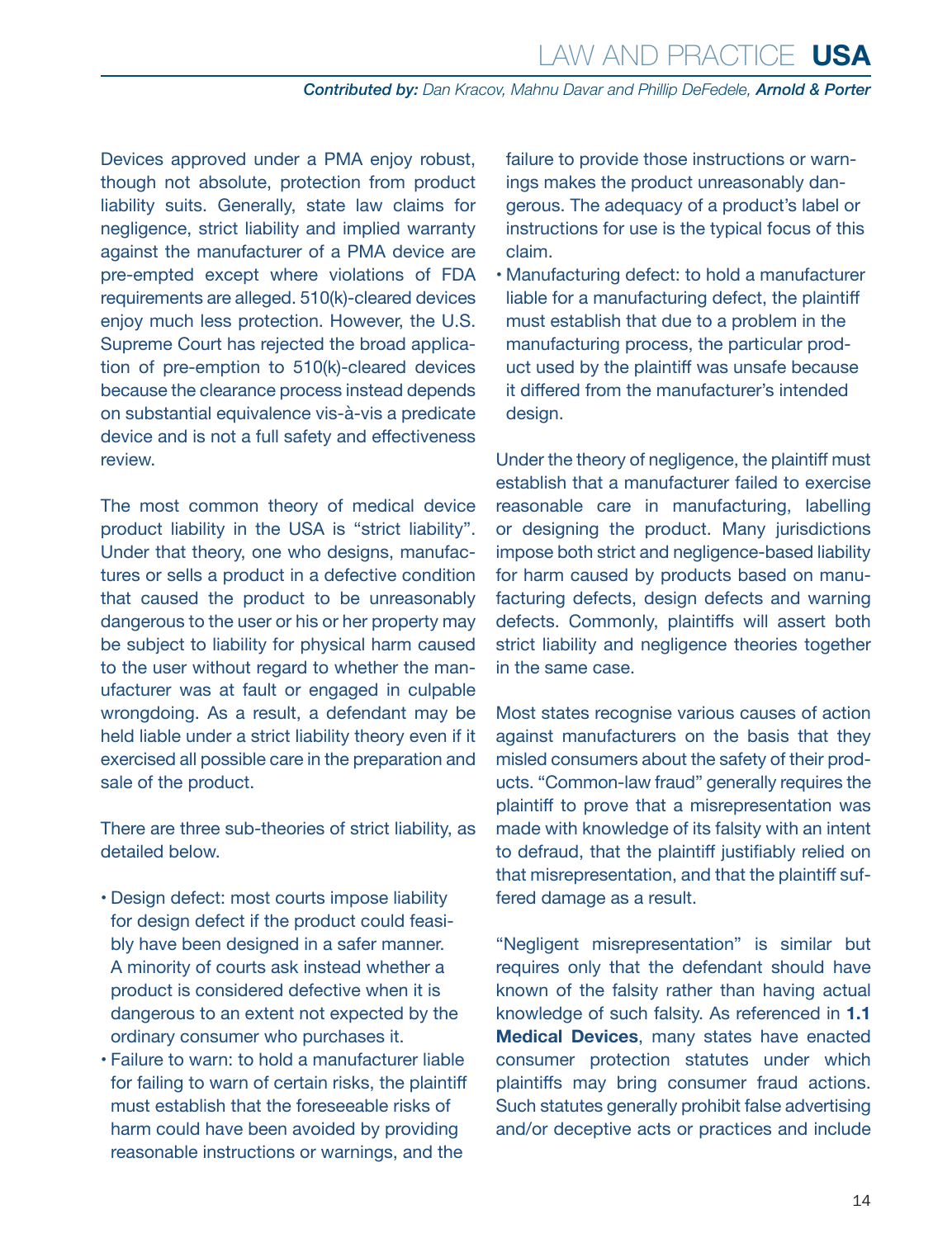Devices approved under a PMA enjoy robust, though not absolute, protection from product liability suits. Generally, state law claims for negligence, strict liability and implied warranty against the manufacturer of a PMA device are pre-empted except where violations of FDA requirements are alleged. 510(k)-cleared devices enjoy much less protection. However, the U.S. Supreme Court has rejected the broad application of pre-emption to 510(k)-cleared devices because the clearance process instead depends on substantial equivalence vis-à-vis a predicate device and is not a full safety and effectiveness review.

The most common theory of medical device product liability in the USA is "strict liability". Under that theory, one who designs, manufactures or sells a product in a defective condition that caused the product to be unreasonably dangerous to the user or his or her property may be subject to liability for physical harm caused to the user without regard to whether the manufacturer was at fault or engaged in culpable wrongdoing. As a result, a defendant may be held liable under a strict liability theory even if it exercised all possible care in the preparation and sale of the product.

There are three sub-theories of strict liability, as detailed below.

- Design defect: most courts impose liability for design defect if the product could feasibly have been designed in a safer manner. A minority of courts ask instead whether a product is considered defective when it is dangerous to an extent not expected by the ordinary consumer who purchases it.
- Failure to warn: to hold a manufacturer liable for failing to warn of certain risks, the plaintiff must establish that the foreseeable risks of harm could have been avoided by providing reasonable instructions or warnings, and the failure to provide those instructions or warnings makes the product unreasonably dangerous. The adequacy of a product's label or instructions for use is the typical focus of this claim.
- Manufacturing defect: to hold a manufacturer liable for a manufacturing defect, the plaintiff must establish that due to a problem in the manufacturing process, the particular product used by the plaintiff was unsafe because it differed from the manufacturer's intended design.

Under the theory of negligence, the plaintiff must establish that a manufacturer failed to exercise reasonable care in manufacturing, labelling or designing the product. Many jurisdictions impose both strict and negligence-based liability for harm caused by products based on manufacturing defects, design defects and warning defects. Commonly, plaintiffs will assert both strict liability and negligence theories together in the same case.

Most states recognise various causes of action against manufacturers on the basis that they misled consumers about the safety of their products. "Common-law fraud" generally requires the plaintiff to prove that a misrepresentation was made with knowledge of its falsity with an intent to defraud, that the plaintiff justifiably relied on that misrepresentation, and that the plaintiff suffered damage as a result.

"Negligent misrepresentation" is similar but requires only that the defendant should have known of the falsity rather than having actual knowledge of such falsity. As referenced in **1.1 Medical Devices**, many states have enacted consumer protection statutes under which plaintiffs may bring consumer fraud actions. Such statutes generally prohibit false advertising and/or deceptive acts or practices and include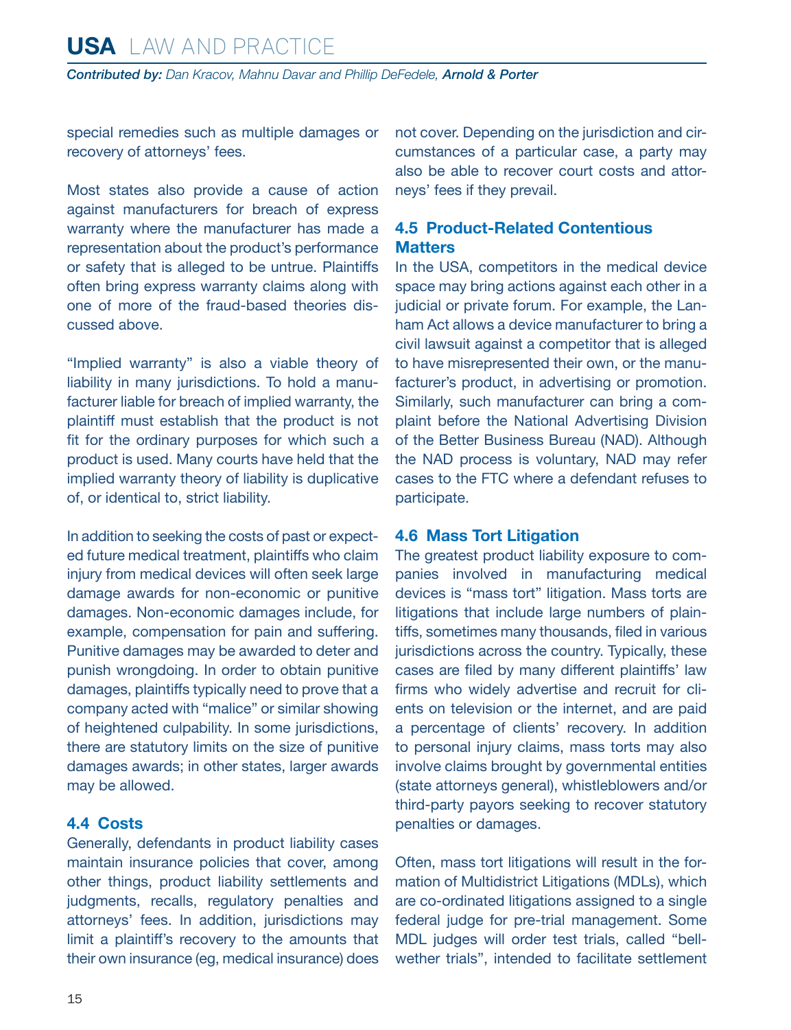special remedies such as multiple damages or recovery of attorneys' fees.

Most states also provide a cause of action against manufacturers for breach of express warranty where the manufacturer has made a representation about the product's performance or safety that is alleged to be untrue. Plaintiffs often bring express warranty claims along with one of more of the fraud-based theories discussed above.

"Implied warranty" is also a viable theory of liability in many jurisdictions. To hold a manufacturer liable for breach of implied warranty, the plaintiff must establish that the product is not fit for the ordinary purposes for which such a product is used. Many courts have held that the implied warranty theory of liability is duplicative of, or identical to, strict liability.

In addition to seeking the costs of past or expected future medical treatment, plaintiffs who claim injury from medical devices will often seek large damage awards for non-economic or punitive damages. Non-economic damages include, for example, compensation for pain and suffering. Punitive damages may be awarded to deter and punish wrongdoing. In order to obtain punitive damages, plaintiffs typically need to prove that a company acted with "malice" or similar showing of heightened culpability. In some jurisdictions, there are statutory limits on the size of punitive damages awards; in other states, larger awards may be allowed.

## 4.4 Costs

Generally, defendants in product liability cases maintain insurance policies that cover, among other things, product liability settlements and judgments, recalls, regulatory penalties and attorneys' fees. In addition, jurisdictions may limit a plaintiff's recovery to the amounts that their own insurance (eg, medical insurance) does not cover. Depending on the jurisdiction and circumstances of a particular case, a party may also be able to recover court costs and attorneys' fees if they prevail.

## 4.5 Product-Related Contentious Matters

In the USA, competitors in the medical device space may bring actions against each other in a judicial or private forum. For example, the Lanham Act allows a device manufacturer to bring a civil lawsuit against a competitor that is alleged to have misrepresented their own, or the manufacturer's product, in advertising or promotion. Similarly, such manufacturer can bring a complaint before the National Advertising Division of the Better Business Bureau (NAD). Although the NAD process is voluntary, NAD may refer cases to the FTC where a defendant refuses to participate.

## 4.6 Mass Tort Litigation

The greatest product liability exposure to companies involved in manufacturing medical devices is "mass tort" litigation. Mass torts are litigations that include large numbers of plaintiffs, sometimes many thousands, filed in various jurisdictions across the country. Typically, these cases are filed by many different plaintiffs' law firms who widely advertise and recruit for clients on television or the internet, and are paid a percentage of clients' recovery. In addition to personal injury claims, mass torts may also involve claims brought by governmental entities (state attorneys general), whistleblowers and/or third-party payors seeking to recover statutory penalties or damages.

Often, mass tort litigations will result in the formation of Multidistrict Litigations (MDLs), which are co-ordinated litigations assigned to a single federal judge for pre-trial management. Some MDL judges will order test trials, called "bellwether trials", intended to facilitate settlement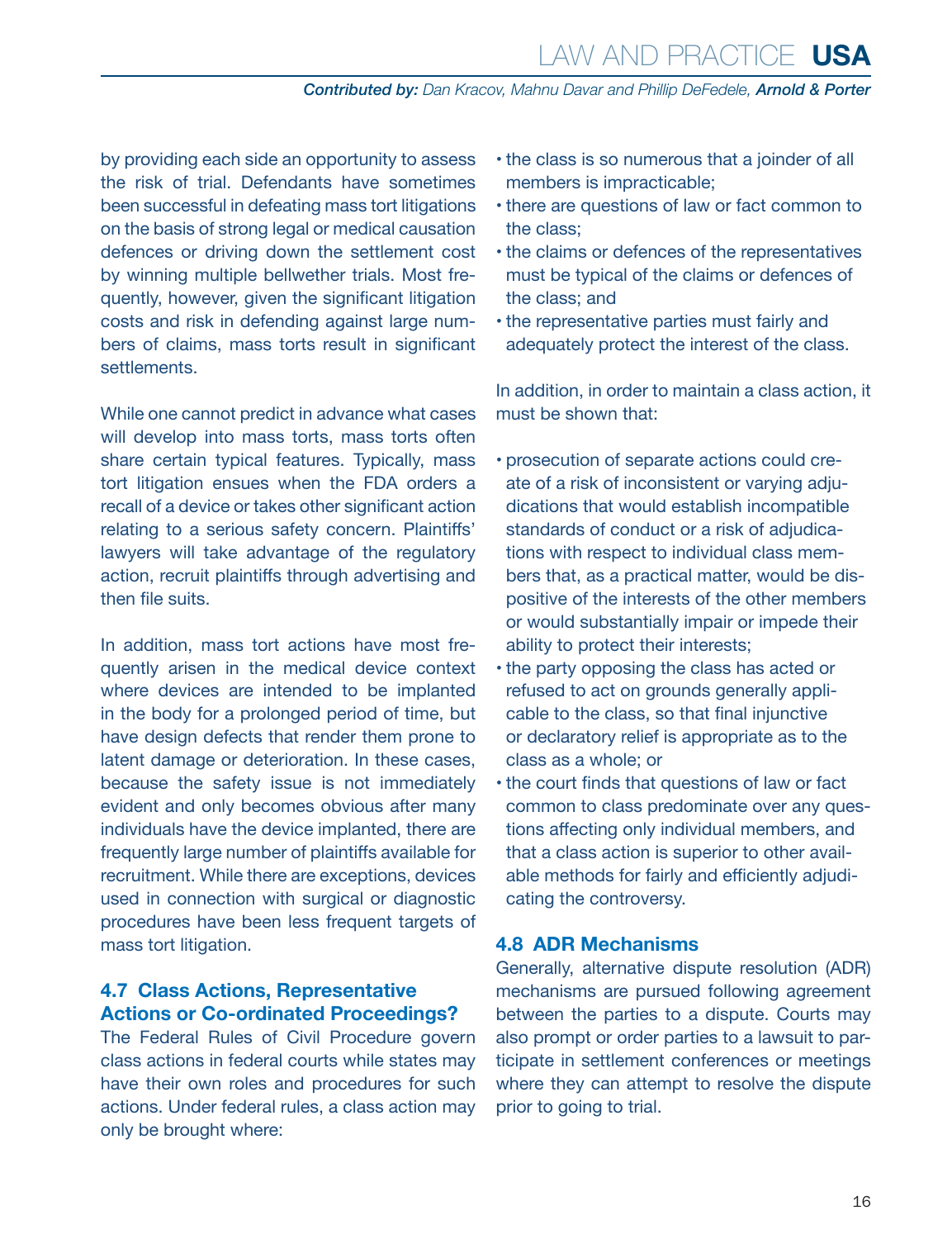by providing each side an opportunity to assess the risk of trial. Defendants have sometimes been successful in defeating mass tort litigations on the basis of strong legal or medical causation defences or driving down the settlement cost by winning multiple bellwether trials. Most frequently, however, given the significant litigation costs and risk in defending against large numbers of claims, mass torts result in significant settlements.

While one cannot predict in advance what cases will develop into mass torts, mass torts often share certain typical features. Typically, mass tort litigation ensues when the FDA orders a recall of a device or takes other significant action relating to a serious safety concern. Plaintiffs' lawyers will take advantage of the regulatory action, recruit plaintiffs through advertising and then file suits.

In addition, mass tort actions have most frequently arisen in the medical device context where devices are intended to be implanted in the body for a prolonged period of time, but have design defects that render them prone to latent damage or deterioration. In these cases, because the safety issue is not immediately evident and only becomes obvious after many individuals have the device implanted, there are frequently large number of plaintiffs available for recruitment. While there are exceptions, devices used in connection with surgical or diagnostic procedures have been less frequent targets of mass tort litigation.

## 4.7 Class Actions, Representative Actions or Co-ordinated Proceedings?

The Federal Rules of Civil Procedure govern class actions in federal courts while states may have their own roles and procedures for such actions. Under federal rules, a class action may only be brought where:

- the class is so numerous that a joinder of all members is impracticable;
- there are questions of law or fact common to the class;
- the claims or defences of the representatives must be typical of the claims or defences of the class; and
- the representative parties must fairly and adequately protect the interest of the class.

In addition, in order to maintain a class action, it must be shown that:

- prosecution of separate actions could create of a risk of inconsistent or varying adjudications that would establish incompatible standards of conduct or a risk of adjudications with respect to individual class members that, as a practical matter, would be dispositive of the interests of the other members or would substantially impair or impede their ability to protect their interests;
- the party opposing the class has acted or refused to act on grounds generally applicable to the class, so that final injunctive or declaratory relief is appropriate as to the class as a whole; or
- the court finds that questions of law or fact common to class predominate over any questions affecting only individual members, and that a class action is superior to other available methods for fairly and efficiently adjudicating the controversy.

## 4.8 ADR Mechanisms

Generally, alternative dispute resolution (ADR) mechanisms are pursued following agreement between the parties to a dispute. Courts may also prompt or order parties to a lawsuit to participate in settlement conferences or meetings where they can attempt to resolve the dispute prior to going to trial.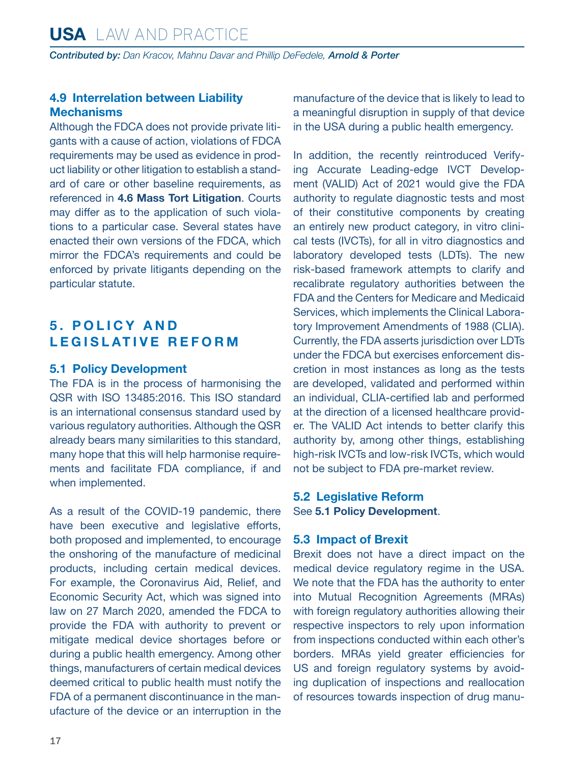### 4.9 Interrelation between Liability Mechanisms

Although the FDCA does not provide private litigants with a cause of action, violations of FDCA requirements may be used as evidence in product liability or other litigation to establish a standard of care or other baseline requirements, as referenced in **4.6 Mass Tort Litigation**. Courts may differ as to the application of such violations to a particular case. Several states have enacted their own versions of the FDCA, which mirror the FDCA's requirements and could be enforced by private litigants depending on the particular statute.

## 5. POLICY AND LEGISLATIVE REFORM

### 5.1 Policy Development

The FDA is in the process of harmonising the QSR with ISO 13485:2016. This ISO standard is an international consensus standard used by various regulatory authorities. Although the QSR already bears many similarities to this standard, many hope that this will help harmonise requirements and facilitate FDA compliance, if and when implemented.

As a result of the COVID-19 pandemic, there have been executive and legislative efforts, both proposed and implemented, to encourage the onshoring of the manufacture of medicinal products, including certain medical devices. For example, the Coronavirus Aid, Relief, and Economic Security Act, which was signed into law on 27 March 2020, amended the FDCA to provide the FDA with authority to prevent or mitigate medical device shortages before or during a public health emergency. Among other things, manufacturers of certain medical devices deemed critical to public health must notify the FDA of a permanent discontinuance in the manufacture of the device or an interruption in the manufacture of the device that is likely to lead to a meaningful disruption in supply of that device in the USA during a public health emergency.

In addition, the recently reintroduced Verifying Accurate Leading-edge IVCT Development (VALID) Act of 2021 would give the FDA authority to regulate diagnostic tests and most of their constitutive components by creating an entirely new product category, in vitro clinical tests (IVCTs), for all in vitro diagnostics and laboratory developed tests (LDTs). The new risk-based framework attempts to clarify and recalibrate regulatory authorities between the FDA and the Centers for Medicare and Medicaid Services, which implements the Clinical Laboratory Improvement Amendments of 1988 (CLIA). Currently, the FDA asserts jurisdiction over LDTs under the FDCA but exercises enforcement discretion in most instances as long as the tests are developed, validated and performed within an individual, CLIA-certified lab and performed at the direction of a licensed healthcare provider. The VALID Act intends to better clarify this authority by, among other things, establishing high-risk IVCTs and low-risk IVCTs, which would not be subject to FDA pre-market review.

### 5.2 Legislative Reform

See **5.1 Policy Development**.

### 5.3 Impact of Brexit

Brexit does not have a direct impact on the medical device regulatory regime in the USA. We note that the FDA has the authority to enter into Mutual Recognition Agreements (MRAs) with foreign regulatory authorities allowing their respective inspectors to rely upon information from inspections conducted within each other's borders. MRAs yield greater efficiencies for US and foreign regulatory systems by avoiding duplication of inspections and reallocation of resources towards inspection of drug manu-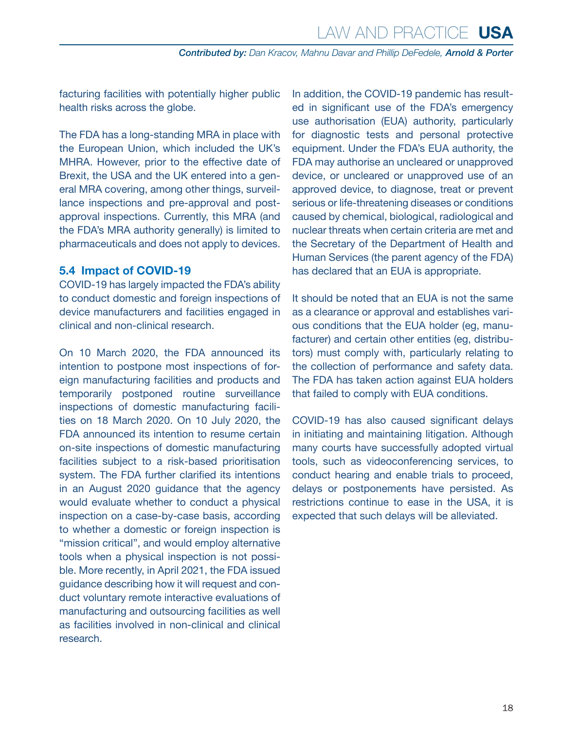facturing facilities with potentially higher public health risks across the globe.

The FDA has a long-standing MRA in place with the European Union, which included the UK's MHRA. However, prior to the effective date of Brexit, the USA and the UK entered into a general MRA covering, among other things, surveillance inspections and pre-approval and post-approval inspections. Currently, this MRA (and the FDA's MRA authority generally) is limited to pharmaceuticals and does not apply to devices.

## 5.4 Impact of COVID-19

COVID-19 has largely impacted the FDA's ability to conduct domestic and foreign inspections of device manufacturers and facilities engaged in clinical and non-clinical research.

On 10 March 2020, the FDA announced its intention to postpone most inspections of foreign manufacturing facilities and products and temporarily postponed routine surveillance inspections of domestic manufacturing facilities on 18 March 2020. On 10 July 2020, the FDA announced its intention to resume certain on-site inspections of domestic manufacturing facilities subject to a risk-based prioritisation system. The FDA further clarified its intentions in an August 2020 guidance that the agency would evaluate whether to conduct a physical inspection on a case-by-case basis, according to whether a domestic or foreign inspection is "mission critical", and would employ alternative tools when a physical inspection is not possible. More recently, in April 2021, the FDA issued guidance describing how it will request and conduct voluntary remote interactive evaluations of manufacturing and outsourcing facilities as well as facilities involved in non-clinical and clinical research.

In addition, the COVID-19 pandemic has resulted in significant use of the FDA's emergency use authorisation (EUA) authority, particularly for diagnostic tests and personal protective equipment. Under the FDA's EUA authority, the FDA may authorise an uncleared or unapproved device, or uncleared or unapproved use of an approved device, to diagnose, treat or prevent serious or life-threatening diseases or conditions caused by chemical, biological, radiological and nuclear threats when certain criteria are met and the Secretary of the Department of Health and Human Services (the parent agency of the FDA) has declared that an EUA is appropriate.

It should be noted that an EUA is not the same as a clearance or approval and establishes various conditions that the EUA holder (eg, manufacturer) and certain other entities (eg, distributors) must comply with, particularly relating to the collection of performance and safety data. The FDA has taken action against EUA holders that failed to comply with EUA conditions.

COVID-19 has also caused significant delays in initiating and maintaining litigation. Although many courts have successfully adopted virtual tools, such as videoconferencing services, to conduct hearing and enable trials to proceed, delays or postponements have persisted. As restrictions continue to ease in the USA, it is expected that such delays will be alleviated.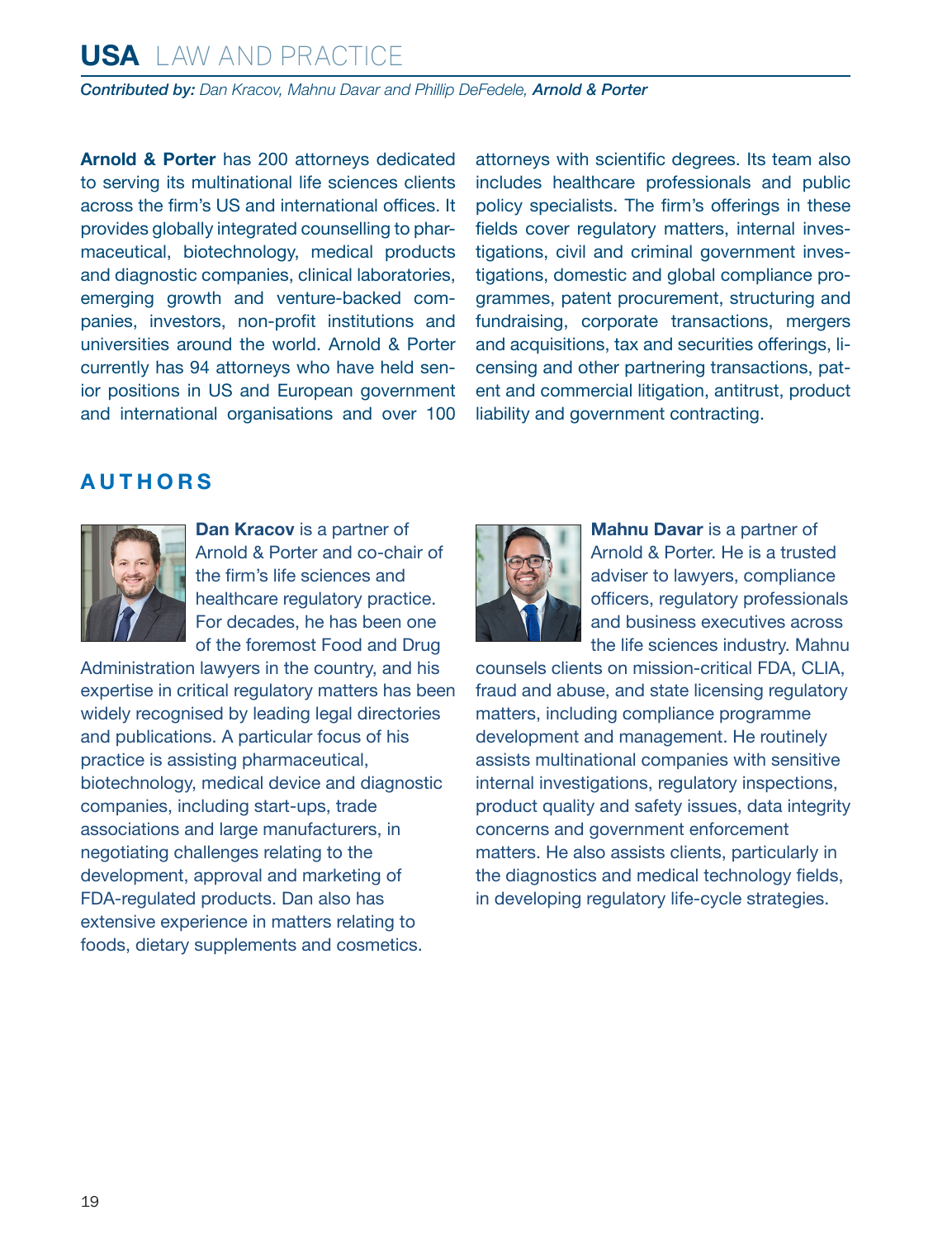**Arnold & Porter** has 200 attorneys dedicated to serving its multinational life sciences clients across the firm's US and international offices. It provides globally integrated counselling to pharmaceutical, biotechnology, medical products and diagnostic companies, clinical laboratories, emerging growth and venture-backed companies, investors, non-profit institutions and universities around the world. Arnold & Porter currently has 94 attorneys who have held senior positions in US and European government and international organisations and over 100 attorneys with scientific degrees. Its team also includes healthcare professionals and public policy specialists. The firm's offerings in these fields cover regulatory matters, internal investigations, civil and criminal government investigations, domestic and global compliance programmes, patent procurement, structuring and fundraising, corporate transactions, mergers and acquisitions, tax and securities offerings, licensing and other partnering transactions, patent and commercial litigation, antitrust, product liability and government contracting.

## AUTHORS

**Dan Kracov** is a partner of Arnold & Porter and co-chair of the firm's life sciences and healthcare regulatory practice. For decades, he has been one of the foremost Food and Drug Administration lawyers in the country, and his expertise in critical regulatory matters has been widely recognised by leading legal directories and publications. A particular focus of his practice is assisting pharmaceutical, biotechnology, medical device and diagnostic companies, including start-ups, trade associations and large manufacturers, in negotiating challenges relating to the development, approval and marketing of FDA-regulated products. Dan also has extensive experience in matters relating to foods, dietary supplements and cosmetics.

**Mahnu Davar** is a partner of Arnold & Porter. He is a trusted adviser to lawyers, compliance officers, regulatory professionals and business executives across the life sciences industry. Mahnu counsels clients on mission-critical FDA, CLIA, fraud and abuse, and state licensing regulatory matters, including compliance programme development and management. He routinely assists multinational companies with sensitive internal investigations, regulatory inspections, product quality and safety issues, data integrity concerns and government enforcement matters. He also assists clients, particularly in the diagnostics and medical technology fields, in developing regulatory life-cycle strategies.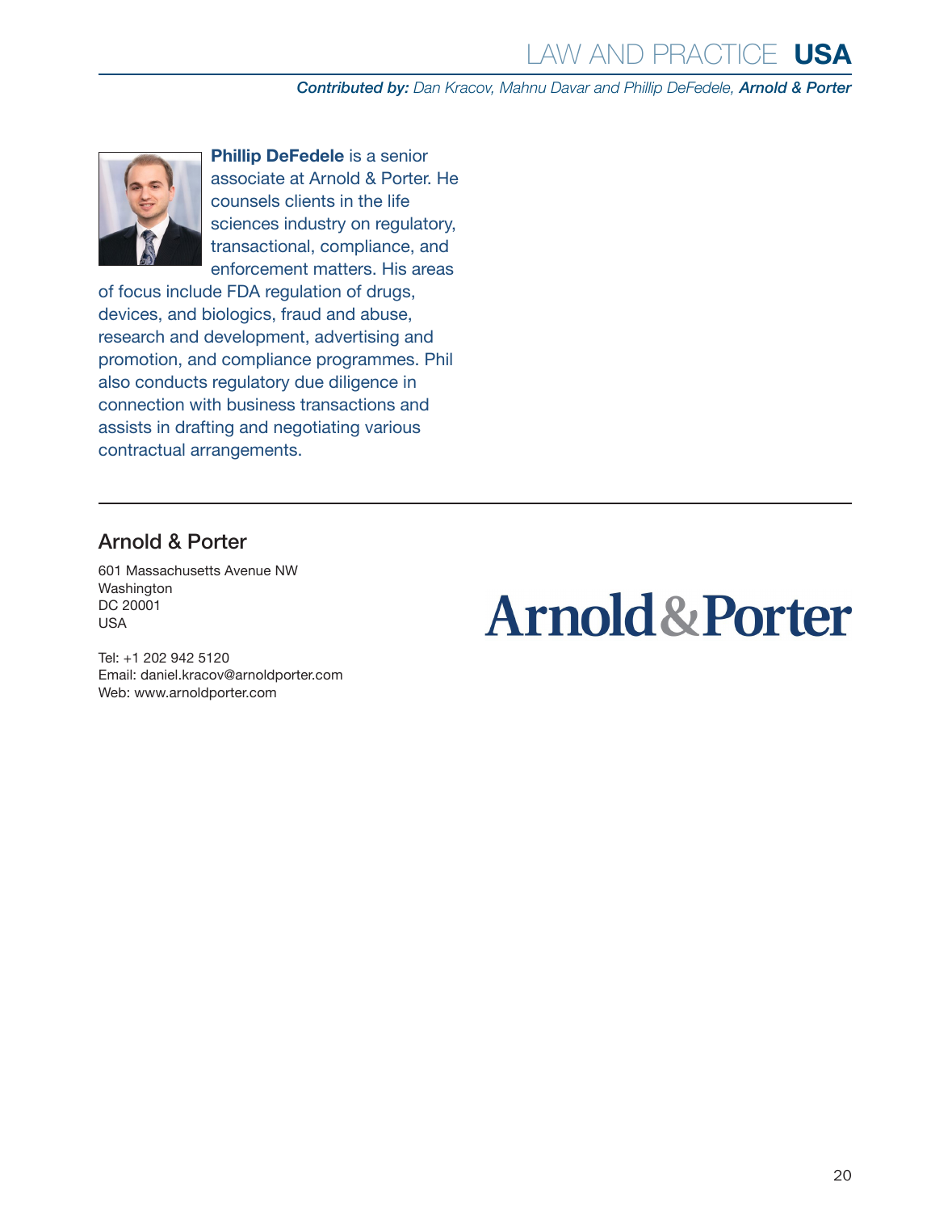**Phillip DeFedele** is a senior associate at Arnold & Porter. He counsels clients in the life sciences industry on regulatory, transactional, compliance, and enforcement matters. His areas of focus include FDA regulation of drugs, devices, and biologics, fraud and abuse, research and development, advertising and promotion, and compliance programmes. Phil also conducts regulatory due diligence in connection with business transactions and assists in drafting and negotiating various contractual arrangements.

## Arnold & Porter

601 Massachusetts Avenue NW
Washington
DC 20001
USA

Tel: +1 202 942 5120
Email: daniel.kracov@arnoldporter.com
Web: www.arnoldporter.com

Arnold&Porter